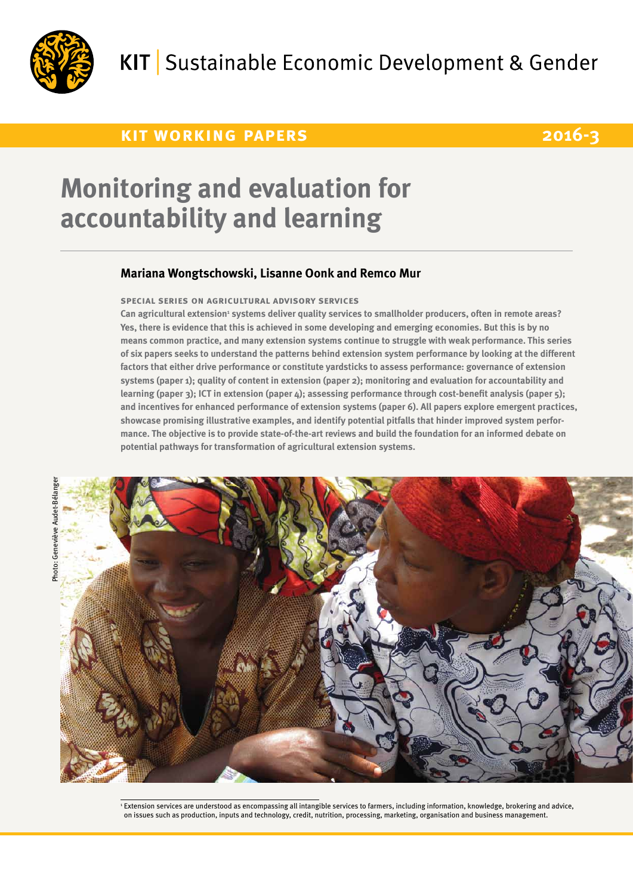KIT | Sustainable Economic Development & Gender

**KIT WORKING PAPERS** **2016-3**

# Monitoring and evaluation for accountability and learning

**Mariana Wongtschowski, Lisanne Oonk and Remco Mur**

**SPECIAL SERIES ON AGRICULTURAL ADVISORY SERVICES**

**Can agricultural extension[1] systems deliver quality services to smallholder producers, often in remote areas? Yes, there is evidence that this is achieved in some developing and emerging economies. But this is by no means common practice, and many extension systems continue to struggle with weak performance. This series of six papers seeks to understand the patterns behind extension system performance by looking at the different factors that either drive performance or constitute yardsticks to assess performance: governance of extension systems (paper 1); quality of content in extension (paper 2); monitoring and evaluation for accountability and learning (paper 3); ICT in extension (paper 4); assessing performance through cost-benefit analysis (paper 5); and incentives for enhanced performance of extension systems (paper 6). All papers explore emergent practices, showcase promising illustrative examples, and identify potential pitfalls that hinder improved system performance. The objective is to provide state-of-the-art reviews and build the foundation for an informed debate on potential pathways for transformation of agricultural extension systems.**

Photo: Geneviève Audet-Bélanger

[1] Extension services are understood as encompassing all intangible services to farmers, including information, knowledge, brokering and advice, on issues such as production, inputs and technology, credit, nutrition, processing, marketing, organisation and business management.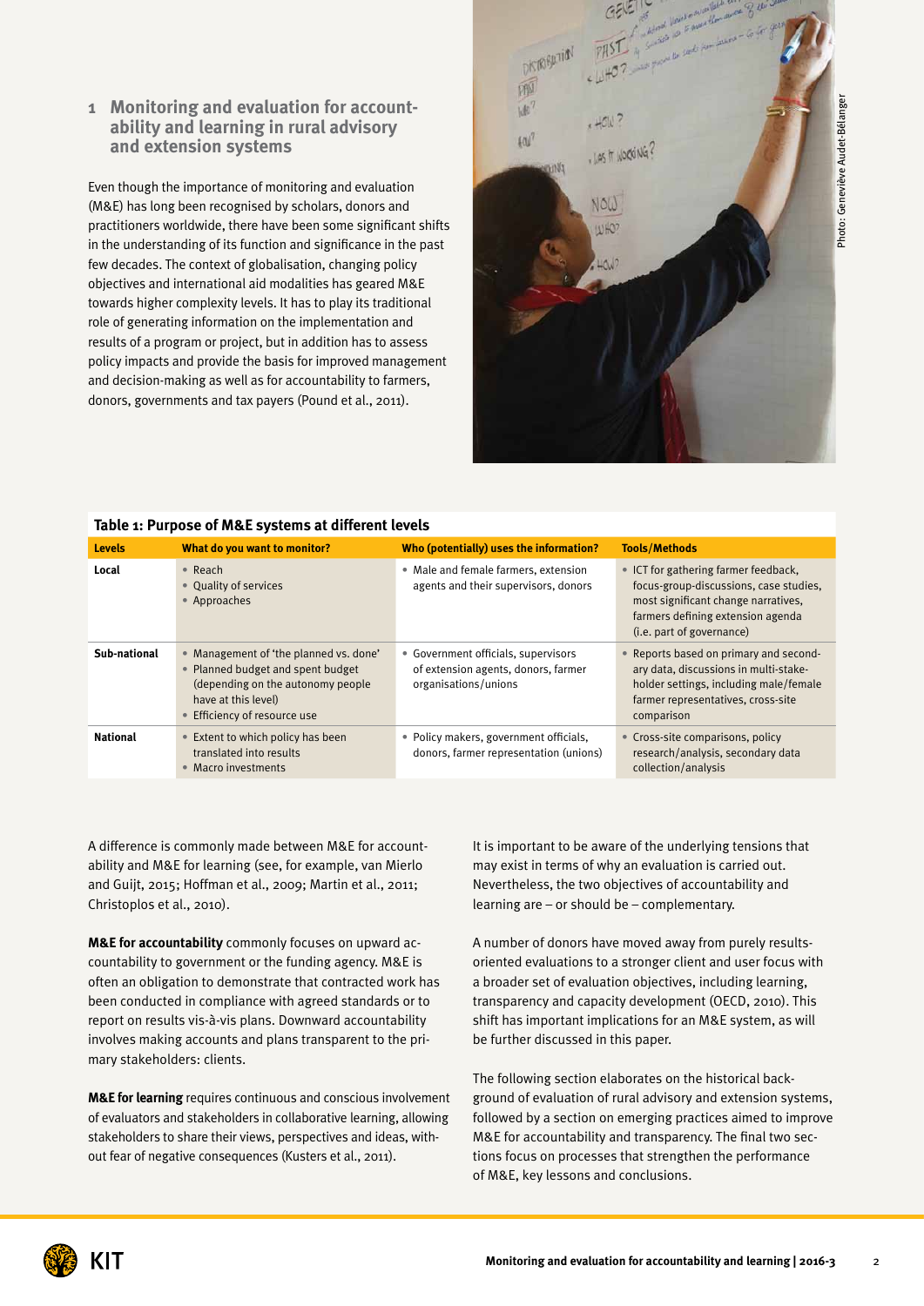## 1 Monitoring and evaluation for accountability and learning in rural advisory and extension systems

Even though the importance of monitoring and evaluation (M&E) has long been recognised by scholars, donors and practitioners worldwide, there have been some significant shifts in the understanding of its function and significance in the past few decades. The context of globalisation, changing policy objectives and international aid modalities has geared M&E towards higher complexity levels. It has to play its traditional role of generating information on the implementation and results of a program or project, but in addition has to assess policy impacts and provide the basis for improved management and decision-making as well as for accountability to farmers, donors, governments and tax payers (Pound et al., 2011).

Photo: Geneviève Audet-Bélanger

**Table 1: Purpose of M&E systems at different levels**

| Levels | What do you want to monitor? | Who (potentially) uses the information? | Tools/Methods |
|---|---|---|---|
| **Local** | • Reach<br>• Quality of services<br>• Approaches | • Male and female farmers, extension agents and their supervisors, donors | • ICT for gathering farmer feedback, focus-group-discussions, case studies, most significant change narratives, farmers defining extension agenda (i.e. part of governance) |
| **Sub-national** | • Management of 'the planned vs. done'<br>• Planned budget and spent budget (depending on the autonomy people have at this level)<br>• Efficiency of resource use | • Government officials, supervisors of extension agents, donors, farmer organisations/unions | • Reports based on primary and secondary data, discussions in multi-stakeholder settings, including male/female farmer representatives, cross-site comparison |
| **National** | • Extent to which policy has been translated into results<br>• Macro investments | • Policy makers, government officials, donors, farmer representation (unions) | • Cross-site comparisons, policy research/analysis, secondary data collection/analysis |

A difference is commonly made between M&E for accountability and M&E for learning (see, for example, van Mierlo and Guijt, 2015; Hoffman et al., 2009; Martin et al., 2011; Christoplos et al., 2010).

**M&E for accountability** commonly focuses on upward accountability to government or the funding agency. M&E is often an obligation to demonstrate that contracted work has been conducted in compliance with agreed standards or to report on results vis-à-vis plans. Downward accountability involves making accounts and plans transparent to the primary stakeholders: clients.

**M&E for learning** requires continuous and conscious involvement of evaluators and stakeholders in collaborative learning, allowing stakeholders to share their views, perspectives and ideas, without fear of negative consequences (Kusters et al., 2011).

It is important to be aware of the underlying tensions that may exist in terms of why an evaluation is carried out. Nevertheless, the two objectives of accountability and learning are – or should be – complementary.

A number of donors have moved away from purely results-oriented evaluations to a stronger client and user focus with a broader set of evaluation objectives, including learning, transparency and capacity development (OECD, 2010). This shift has important implications for an M&E system, as will be further discussed in this paper.

The following section elaborates on the historical background of evaluation of rural advisory and extension systems, followed by a section on emerging practices aimed to improve M&E for accountability and transparency. The final two sections focus on processes that strengthen the performance of M&E, key lessons and conclusions.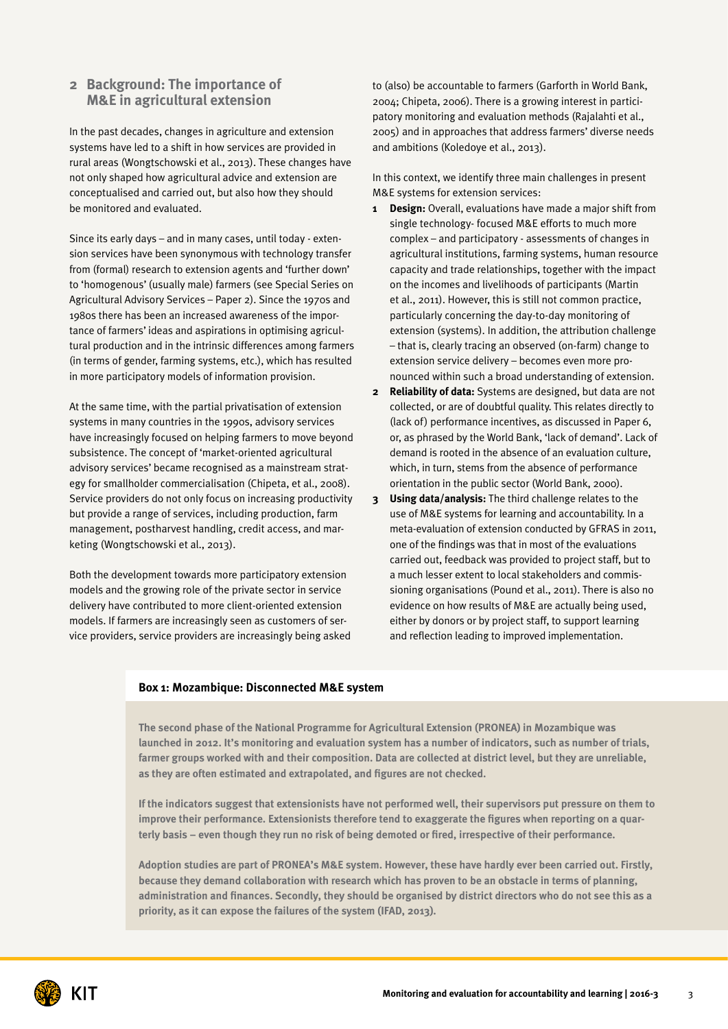## 2 Background: The importance of M&E in agricultural extension

In the past decades, changes in agriculture and extension systems have led to a shift in how services are provided in rural areas (Wongtschowski et al., 2013). These changes have not only shaped how agricultural advice and extension are conceptualised and carried out, but also how they should be monitored and evaluated.

Since its early days – and in many cases, until today - extension services have been synonymous with technology transfer from (formal) research to extension agents and 'further down' to 'homogenous' (usually male) farmers (see Special Series on Agricultural Advisory Services – Paper 2). Since the 1970s and 1980s there has been an increased awareness of the importance of farmers' ideas and aspirations in optimising agricultural production and in the intrinsic differences among farmers (in terms of gender, farming systems, etc.), which has resulted in more participatory models of information provision.

At the same time, with the partial privatisation of extension systems in many countries in the 1990s, advisory services have increasingly focused on helping farmers to move beyond subsistence. The concept of 'market-oriented agricultural advisory services' became recognised as a mainstream strategy for smallholder commercialisation (Chipeta, et al., 2008). Service providers do not only focus on increasing productivity but provide a range of services, including production, farm management, postharvest handling, credit access, and marketing (Wongtschowski et al., 2013).

Both the development towards more participatory extension models and the growing role of the private sector in service delivery have contributed to more client-oriented extension models. If farmers are increasingly seen as customers of service providers, service providers are increasingly being asked to (also) be accountable to farmers (Garforth in World Bank, 2004; Chipeta, 2006). There is a growing interest in participatory monitoring and evaluation methods (Rajalahti et al., 2005) and in approaches that address farmers' diverse needs and ambitions (Koledoye et al., 2013).

In this context, we identify three main challenges in present M&E systems for extension services:

1. **Design:** Overall, evaluations have made a major shift from single technology- focused M&E efforts to much more complex – and participatory - assessments of changes in agricultural institutions, farming systems, human resource capacity and trade relationships, together with the impact on the incomes and livelihoods of participants (Martin et al., 2011). However, this is still not common practice, particularly concerning the day-to-day monitoring of extension (systems). In addition, the attribution challenge – that is, clearly tracing an observed (on-farm) change to extension service delivery – becomes even more pronounced within such a broad understanding of extension.
2. **Reliability of data:** Systems are designed, but data are not collected, or are of doubtful quality. This relates directly to (lack of) performance incentives, as discussed in Paper 6, or, as phrased by the World Bank, 'lack of demand'. Lack of demand is rooted in the absence of an evaluation culture, which, in turn, stems from the absence of performance orientation in the public sector (World Bank, 2000).
3. **Using data/analysis:** The third challenge relates to the use of M&E systems for learning and accountability. In a meta-evaluation of extension conducted by GFRAS in 2011, one of the findings was that in most of the evaluations carried out, feedback was provided to project staff, but to a much lesser extent to local stakeholders and commissioning organisations (Pound et al., 2011). There is also no evidence on how results of M&E are actually being used, either by donors or by project staff, to support learning and reflection leading to improved implementation.

**Box 1: Mozambique: Disconnected M&E system**

The second phase of the National Programme for Agricultural Extension (PRONEA) in Mozambique was launched in 2012. It's monitoring and evaluation system has a number of indicators, such as number of trials, farmer groups worked with and their composition. Data are collected at district level, but they are unreliable, as they are often estimated and extrapolated, and figures are not checked.

If the indicators suggest that extensionists have not performed well, their supervisors put pressure on them to improve their performance. Extensionists therefore tend to exaggerate the figures when reporting on a quarterly basis – even though they run no risk of being demoted or fired, irrespective of their performance.

Adoption studies are part of PRONEA's M&E system. However, these have hardly ever been carried out. Firstly, because they demand collaboration with research which has proven to be an obstacle in terms of planning, administration and finances. Secondly, they should be organised by district directors who do not see this as a priority, as it can expose the failures of the system (IFAD, 2013).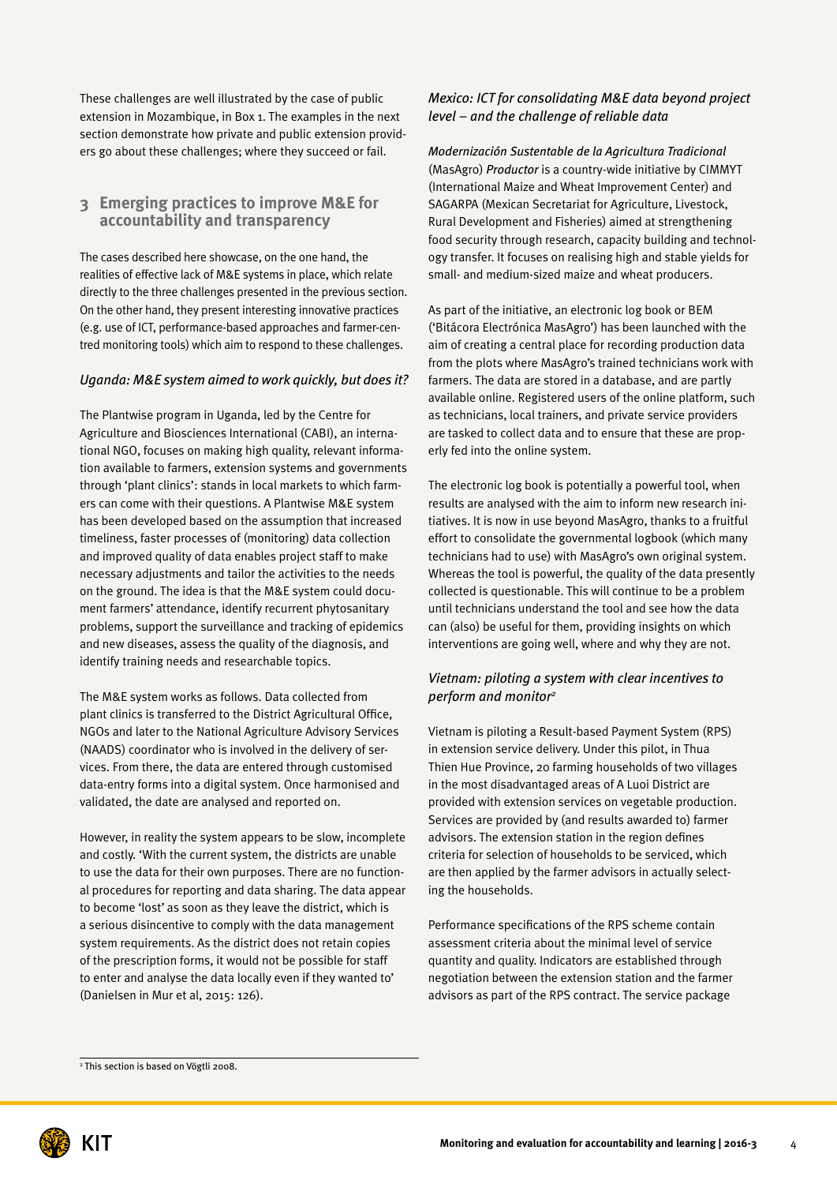These challenges are well illustrated by the case of public extension in Mozambique, in Box 1. The examples in the next section demonstrate how private and public extension providers go about these challenges; where they succeed or fail.

## 3 Emerging practices to improve M&E for accountability and transparency

The cases described here showcase, on the one hand, the realities of effective lack of M&E systems in place, which relate directly to the three challenges presented in the previous section. On the other hand, they present interesting innovative practices (e.g. use of ICT, performance-based approaches and farmer-centred monitoring tools) which aim to respond to these challenges.

### *Uganda: M&E system aimed to work quickly, but does it?*

The Plantwise program in Uganda, led by the Centre for Agriculture and Biosciences International (CABI), an international NGO, focuses on making high quality, relevant information available to farmers, extension systems and governments through 'plant clinics': stands in local markets to which farmers can come with their questions. A Plantwise M&E system has been developed based on the assumption that increased timeliness, faster processes of (monitoring) data collection and improved quality of data enables project staff to make necessary adjustments and tailor the activities to the needs on the ground. The idea is that the M&E system could document farmers' attendance, identify recurrent phytosanitary problems, support the surveillance and tracking of epidemics and new diseases, assess the quality of the diagnosis, and identify training needs and researchable topics.

The M&E system works as follows. Data collected from plant clinics is transferred to the District Agricultural Office, NGOs and later to the National Agriculture Advisory Services (NAADS) coordinator who is involved in the delivery of services. From there, the data are entered through customised data-entry forms into a digital system. Once harmonised and validated, the date are analysed and reported on.

However, in reality the system appears to be slow, incomplete and costly. 'With the current system, the districts are unable to use the data for their own purposes. There are no functional procedures for reporting and data sharing. The data appear to become 'lost' as soon as they leave the district, which is a serious disincentive to comply with the data management system requirements. As the district does not retain copies of the prescription forms, it would not be possible for staff to enter and analyse the data locally even if they wanted to' (Danielsen in Mur et al, 2015: 126).

### *Mexico: ICT for consolidating M&E data beyond project level – and the challenge of reliable data*

*Modernización Sustentable de la Agricultura Tradicional* (MasAgro) *Productor* is a country-wide initiative by CIMMYT (International Maize and Wheat Improvement Center) and SAGARPA (Mexican Secretariat for Agriculture, Livestock, Rural Development and Fisheries) aimed at strengthening food security through research, capacity building and technology transfer. It focuses on realising high and stable yields for small- and medium-sized maize and wheat producers.

As part of the initiative, an electronic log book or BEM ('Bitácora Electrónica MasAgro') has been launched with the aim of creating a central place for recording production data from the plots where MasAgro's trained technicians work with farmers. The data are stored in a database, and are partly available online. Registered users of the online platform, such as technicians, local trainers, and private service providers are tasked to collect data and to ensure that these are properly fed into the online system.

The electronic log book is potentially a powerful tool, when results are analysed with the aim to inform new research initiatives. It is now in use beyond MasAgro, thanks to a fruitful effort to consolidate the governmental logbook (which many technicians had to use) with MasAgro's own original system. Whereas the tool is powerful, the quality of the data presently collected is questionable. This will continue to be a problem until technicians understand the tool and see how the data can (also) be useful for them, providing insights on which interventions are going well, where and why they are not.

### *Vietnam: piloting a system with clear incentives to perform and monitor*[2]

Vietnam is piloting a Result-based Payment System (RPS) in extension service delivery. Under this pilot, in Thua Thien Hue Province, 20 farming households of two villages in the most disadvantaged areas of A Luoi District are provided with extension services on vegetable production. Services are provided by (and results awarded to) farmer advisors. The extension station in the region defines criteria for selection of households to be serviced, which are then applied by the farmer advisors in actually selecting the households.

Performance specifications of the RPS scheme contain assessment criteria about the minimal level of service quantity and quality. Indicators are established through negotiation between the extension station and the farmer advisors as part of the RPS contract. The service package

[2] This section is based on Vögtli 2008.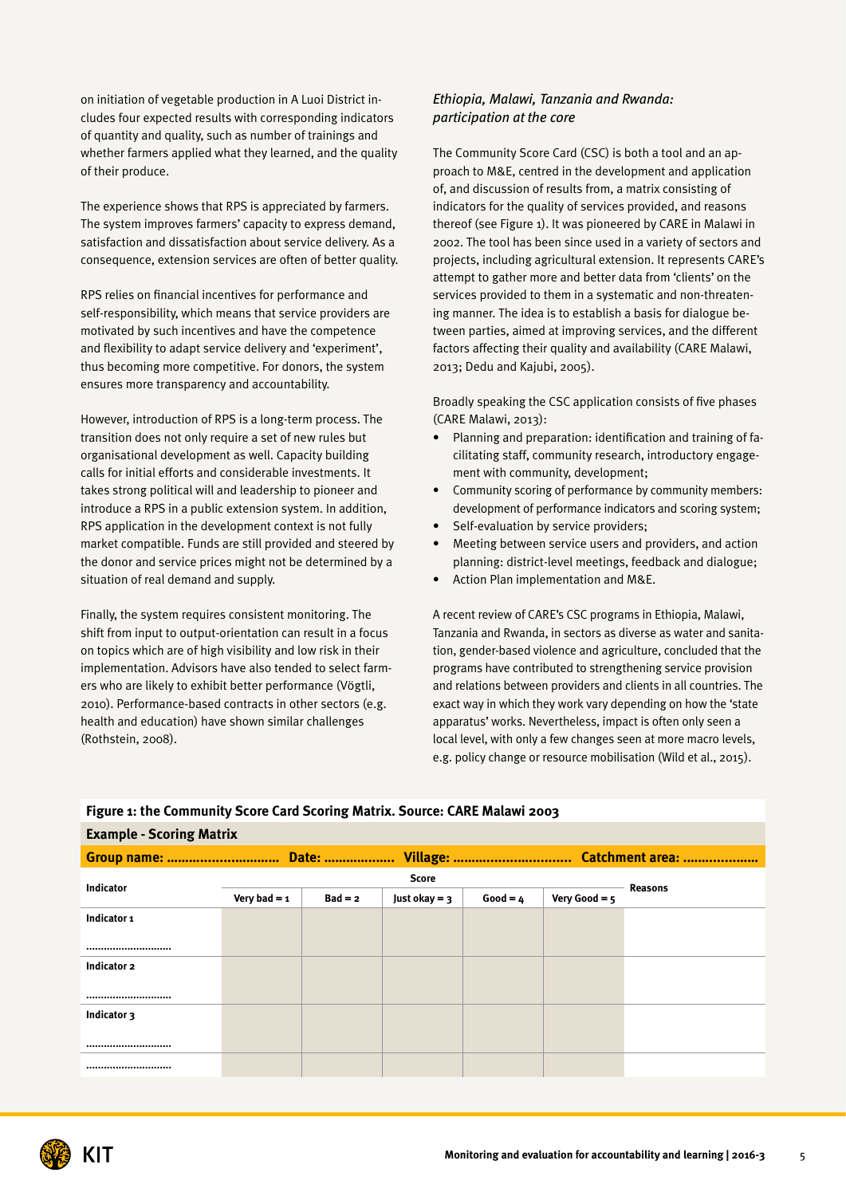on initiation of vegetable production in A Luoi District includes four expected results with corresponding indicators of quantity and quality, such as number of trainings and whether farmers applied what they learned, and the quality of their produce.

The experience shows that RPS is appreciated by farmers. The system improves farmers' capacity to express demand, satisfaction and dissatisfaction about service delivery. As a consequence, extension services are often of better quality.

RPS relies on financial incentives for performance and self-responsibility, which means that service providers are motivated by such incentives and have the competence and flexibility to adapt service delivery and 'experiment', thus becoming more competitive. For donors, the system ensures more transparency and accountability.

However, introduction of RPS is a long-term process. The transition does not only require a set of new rules but organisational development as well. Capacity building calls for initial efforts and considerable investments. It takes strong political will and leadership to pioneer and introduce a RPS in a public extension system. In addition, RPS application in the development context is not fully market compatible. Funds are still provided and steered by the donor and service prices might not be determined by a situation of real demand and supply.

Finally, the system requires consistent monitoring. The shift from input to output-orientation can result in a focus on topics which are of high visibility and low risk in their implementation. Advisors have also tended to select farmers who are likely to exhibit better performance (Vögtli, 2010). Performance-based contracts in other sectors (e.g. health and education) have shown similar challenges (Rothstein, 2008).

### *Ethiopia, Malawi, Tanzania and Rwanda: participation at the core*

The Community Score Card (CSC) is both a tool and an approach to M&E, centred in the development and application of, and discussion of results from, a matrix consisting of indicators for the quality of services provided, and reasons thereof (see Figure 1). It was pioneered by CARE in Malawi in 2002. The tool has been since used in a variety of sectors and projects, including agricultural extension. It represents CARE's attempt to gather more and better data from 'clients' on the services provided to them in a systematic and non-threatening manner. The idea is to establish a basis for dialogue between parties, aimed at improving services, and the different factors affecting their quality and availability (CARE Malawi, 2013; Dedu and Kajubi, 2005).

Broadly speaking the CSC application consists of five phases (CARE Malawi, 2013):

- Planning and preparation: identification and training of facilitating staff, community research, introductory engagement with community, development;
- Community scoring of performance by community members: development of performance indicators and scoring system;
- Self-evaluation by service providers;
- Meeting between service users and providers, and action planning: district-level meetings, feedback and dialogue;
- Action Plan implementation and M&E.

A recent review of CARE's CSC programs in Ethiopia, Malawi, Tanzania and Rwanda, in sectors as diverse as water and sanitation, gender-based violence and agriculture, concluded that the programs have contributed to strengthening service provision and relations between providers and clients in all countries. The exact way in which they work vary depending on how the 'state apparatus' works. Nevertheless, impact is often only seen a local level, with only a few changes seen at more macro levels, e.g. policy change or resource mobilisation (Wild et al., 2015).

**Figure 1: the Community Score Card Scoring Matrix. Source: CARE Malawi 2003**

**Example - Scoring Matrix**

**Group name: .............................. Date: .................. Village: .............................. Catchment area: ....................**

| Indicator | Score | | | | | Reasons |
|---|---|---|---|---|---|---|
| | Very bad = 1 | Bad = 2 | Just okay = 3 | Good = 4 | Very Good = 5 | |
| Indicator 1 ............................ | | | | | | |
| Indicator 2 ............................ | | | | | | |
| Indicator 3 ............................ | | | | | | |
| ............................ | | | | | | |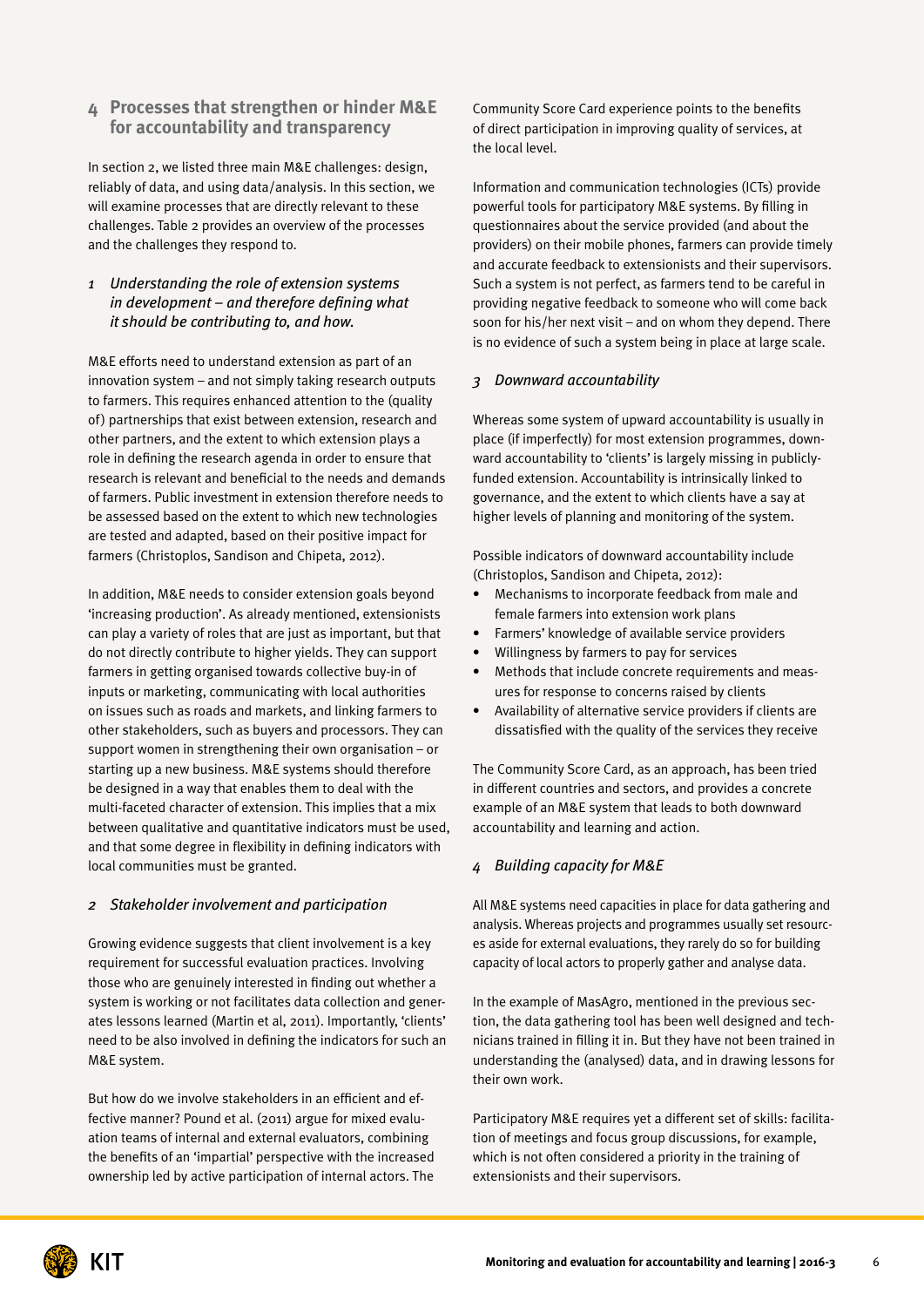## 4 Processes that strengthen or hinder M&E for accountability and transparency

In section 2, we listed three main M&E challenges: design, reliably of data, and using data/analysis. In this section, we will examine processes that are directly relevant to these challenges. Table 2 provides an overview of the processes and the challenges they respond to.

### *1 Understanding the role of extension systems in development – and therefore defining what it should be contributing to, and how.*

M&E efforts need to understand extension as part of an innovation system – and not simply taking research outputs to farmers. This requires enhanced attention to the (quality of) partnerships that exist between extension, research and other partners, and the extent to which extension plays a role in defining the research agenda in order to ensure that research is relevant and beneficial to the needs and demands of farmers. Public investment in extension therefore needs to be assessed based on the extent to which new technologies are tested and adapted, based on their positive impact for farmers (Christoplos, Sandison and Chipeta, 2012).

In addition, M&E needs to consider extension goals beyond 'increasing production'. As already mentioned, extensionists can play a variety of roles that are just as important, but that do not directly contribute to higher yields. They can support farmers in getting organised towards collective buy-in of inputs or marketing, communicating with local authorities on issues such as roads and markets, and linking farmers to other stakeholders, such as buyers and processors. They can support women in strengthening their own organisation – or starting up a new business. M&E systems should therefore be designed in a way that enables them to deal with the multi-faceted character of extension. This implies that a mix between qualitative and quantitative indicators must be used, and that some degree in flexibility in defining indicators with local communities must be granted.

### *2 Stakeholder involvement and participation*

Growing evidence suggests that client involvement is a key requirement for successful evaluation practices. Involving those who are genuinely interested in finding out whether a system is working or not facilitates data collection and generates lessons learned (Martin et al, 2011). Importantly, 'clients' need to be also involved in defining the indicators for such an M&E system.

But how do we involve stakeholders in an efficient and effective manner? Pound et al. (2011) argue for mixed evaluation teams of internal and external evaluators, combining the benefits of an 'impartial' perspective with the increased ownership led by active participation of internal actors. The Community Score Card experience points to the benefits of direct participation in improving quality of services, at the local level.

Information and communication technologies (ICTs) provide powerful tools for participatory M&E systems. By filling in questionnaires about the service provided (and about the providers) on their mobile phones, farmers can provide timely and accurate feedback to extensionists and their supervisors. Such a system is not perfect, as farmers tend to be careful in providing negative feedback to someone who will come back soon for his/her next visit – and on whom they depend. There is no evidence of such a system being in place at large scale.

### *3 Downward accountability*

Whereas some system of upward accountability is usually in place (if imperfectly) for most extension programmes, downward accountability to 'clients' is largely missing in publicly-funded extension. Accountability is intrinsically linked to governance, and the extent to which clients have a say at higher levels of planning and monitoring of the system.

Possible indicators of downward accountability include (Christoplos, Sandison and Chipeta, 2012):

- Mechanisms to incorporate feedback from male and female farmers into extension work plans
- Farmers' knowledge of available service providers
- Willingness by farmers to pay for services
- Methods that include concrete requirements and measures for response to concerns raised by clients
- Availability of alternative service providers if clients are dissatisfied with the quality of the services they receive

The Community Score Card, as an approach, has been tried in different countries and sectors, and provides a concrete example of an M&E system that leads to both downward accountability and learning and action.

### *4 Building capacity for M&E*

All M&E systems need capacities in place for data gathering and analysis. Whereas projects and programmes usually set resources aside for external evaluations, they rarely do so for building capacity of local actors to properly gather and analyse data.

In the example of MasAgro, mentioned in the previous section, the data gathering tool has been well designed and technicians trained in filling it in. But they have not been trained in understanding the (analysed) data, and in drawing lessons for their own work.

Participatory M&E requires yet a different set of skills: facilitation of meetings and focus group discussions, for example, which is not often considered a priority in the training of extensionists and their supervisors.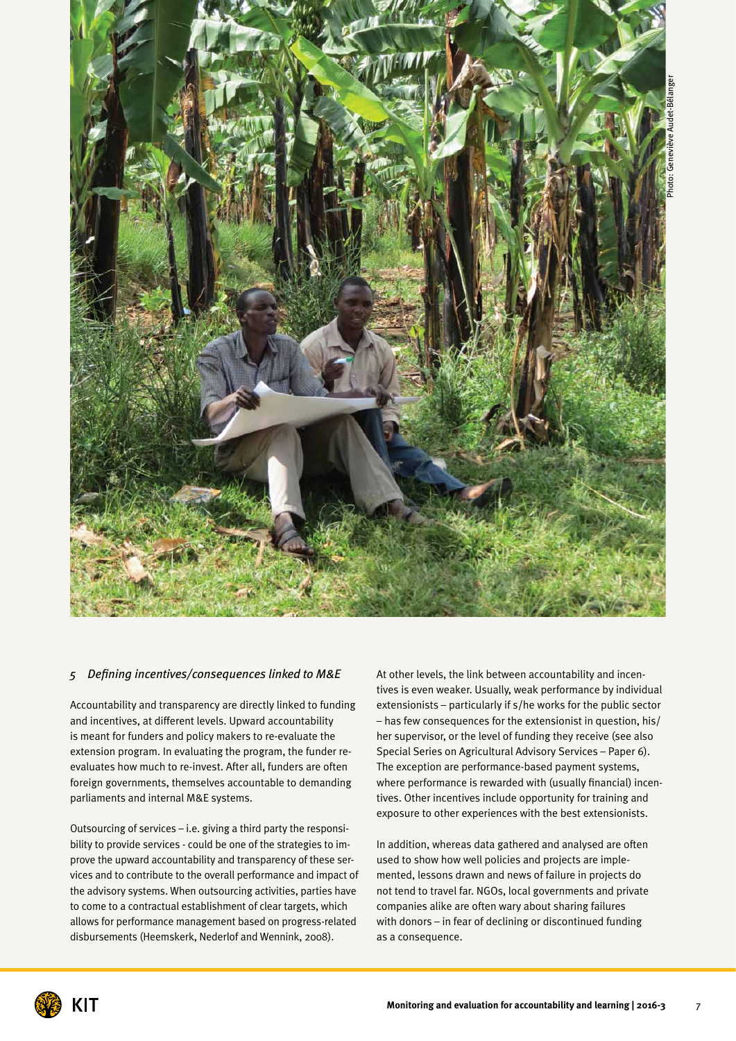Photo: Geneviève Audet-Bélanger

### 5 *Defining incentives/consequences linked to M&E*

Accountability and transparency are directly linked to funding and incentives, at different levels. Upward accountability is meant for funders and policy makers to re-evaluate the extension program. In evaluating the program, the funder re-evaluates how much to re-invest. After all, funders are often foreign governments, themselves accountable to demanding parliaments and internal M&E systems.

Outsourcing of services – i.e. giving a third party the responsibility to provide services - could be one of the strategies to improve the upward accountability and transparency of these services and to contribute to the overall performance and impact of the advisory systems. When outsourcing activities, parties have to come to a contractual establishment of clear targets, which allows for performance management based on progress-related disbursements (Heemskerk, Nederlof and Wennink, 2008).

At other levels, the link between accountability and incentives is even weaker. Usually, weak performance by individual extensionists – particularly if s/he works for the public sector – has few consequences for the extensionist in question, his/her supervisor, or the level of funding they receive (see also Special Series on Agricultural Advisory Services – Paper 6). The exception are performance-based payment systems, where performance is rewarded with (usually financial) incentives. Other incentives include opportunity for training and exposure to other experiences with the best extensionists.

In addition, whereas data gathered and analysed are often used to show how well policies and projects are implemented, lessons drawn and news of failure in projects do not tend to travel far. NGOs, local governments and private companies alike are often wary about sharing failures with donors – in fear of declining or discontinued funding as a consequence.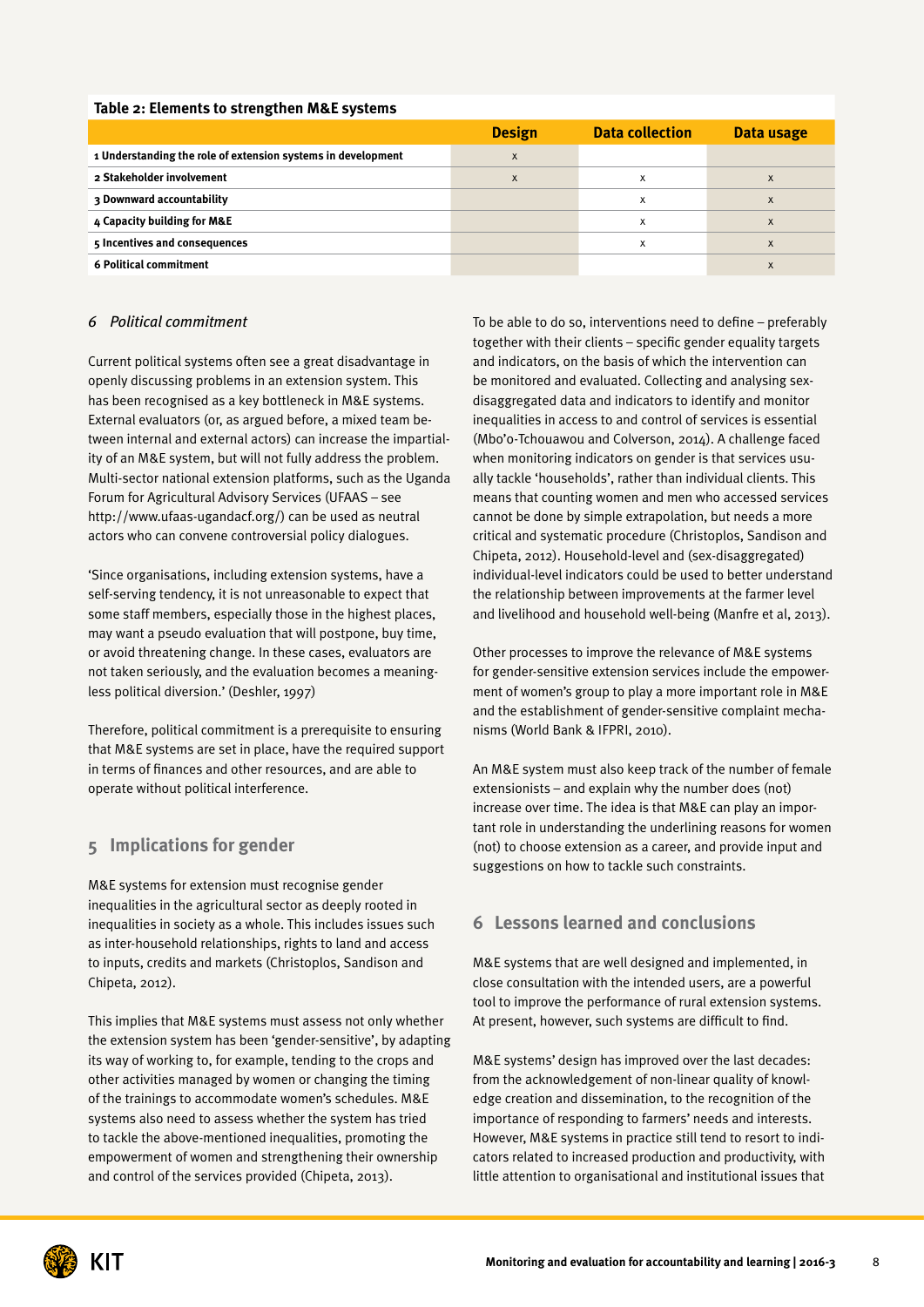**Table 2: Elements to strengthen M&E systems**

| | Design | Data collection | Data usage |
|---|---|---|---|
| 1 Understanding the role of extension systems in development | x | | |
| 2 Stakeholder involvement | x | x | x |
| 3 Downward accountability | | x | x |
| 4 Capacity building for M&E | | x | x |
| 5 Incentives and consequences | | x | x |
| 6 Political commitment | | | x |

### *6 Political commitment*

Current political systems often see a great disadvantage in openly discussing problems in an extension system. This has been recognised as a key bottleneck in M&E systems. External evaluators (or, as argued before, a mixed team between internal and external actors) can increase the impartiality of an M&E system, but will not fully address the problem. Multi-sector national extension platforms, such as the Uganda Forum for Agricultural Advisory Services (UFAAS – see http://www.ufaas-ugandacf.org/) can be used as neutral actors who can convene controversial policy dialogues.

'Since organisations, including extension systems, have a self-serving tendency, it is not unreasonable to expect that some staff members, especially those in the highest places, may want a pseudo evaluation that will postpone, buy time, or avoid threatening change. In these cases, evaluators are not taken seriously, and the evaluation becomes a meaningless political diversion.' (Deshler, 1997)

Therefore, political commitment is a prerequisite to ensuring that M&E systems are set in place, have the required support in terms of finances and other resources, and are able to operate without political interference.

## 5 Implications for gender

M&E systems for extension must recognise gender inequalities in the agricultural sector as deeply rooted in inequalities in society as a whole. This includes issues such as inter-household relationships, rights to land and access to inputs, credits and markets (Christoplos, Sandison and Chipeta, 2012).

This implies that M&E systems must assess not only whether the extension system has been 'gender-sensitive', by adapting its way of working to, for example, tending to the crops and other activities managed by women or changing the timing of the trainings to accommodate women's schedules. M&E systems also need to assess whether the system has tried to tackle the above-mentioned inequalities, promoting the empowerment of women and strengthening their ownership and control of the services provided (Chipeta, 2013).

To be able to do so, interventions need to define – preferably together with their clients – specific gender equality targets and indicators, on the basis of which the intervention can be monitored and evaluated. Collecting and analysing sex-disaggregated data and indicators to identify and monitor inequalities in access to and control of services is essential (Mbo'o-Tchouawou and Colverson, 2014). A challenge faced when monitoring indicators on gender is that services usually tackle 'households', rather than individual clients. This means that counting women and men who accessed services cannot be done by simple extrapolation, but needs a more critical and systematic procedure (Christoplos, Sandison and Chipeta, 2012). Household-level and (sex-disaggregated) individual-level indicators could be used to better understand the relationship between improvements at the farmer level and livelihood and household well-being (Manfre et al, 2013).

Other processes to improve the relevance of M&E systems for gender-sensitive extension services include the empowerment of women's group to play a more important role in M&E and the establishment of gender-sensitive complaint mechanisms (World Bank & IFPRI, 2010).

An M&E system must also keep track of the number of female extensionists – and explain why the number does (not) increase over time. The idea is that M&E can play an important role in understanding the underlining reasons for women (not) to choose extension as a career, and provide input and suggestions on how to tackle such constraints.

## 6 Lessons learned and conclusions

M&E systems that are well designed and implemented, in close consultation with the intended users, are a powerful tool to improve the performance of rural extension systems. At present, however, such systems are difficult to find.

M&E systems' design has improved over the last decades: from the acknowledgement of non-linear quality of knowledge creation and dissemination, to the recognition of the importance of responding to farmers' needs and interests. However, M&E systems in practice still tend to resort to indicators related to increased production and productivity, with little attention to organisational and institutional issues that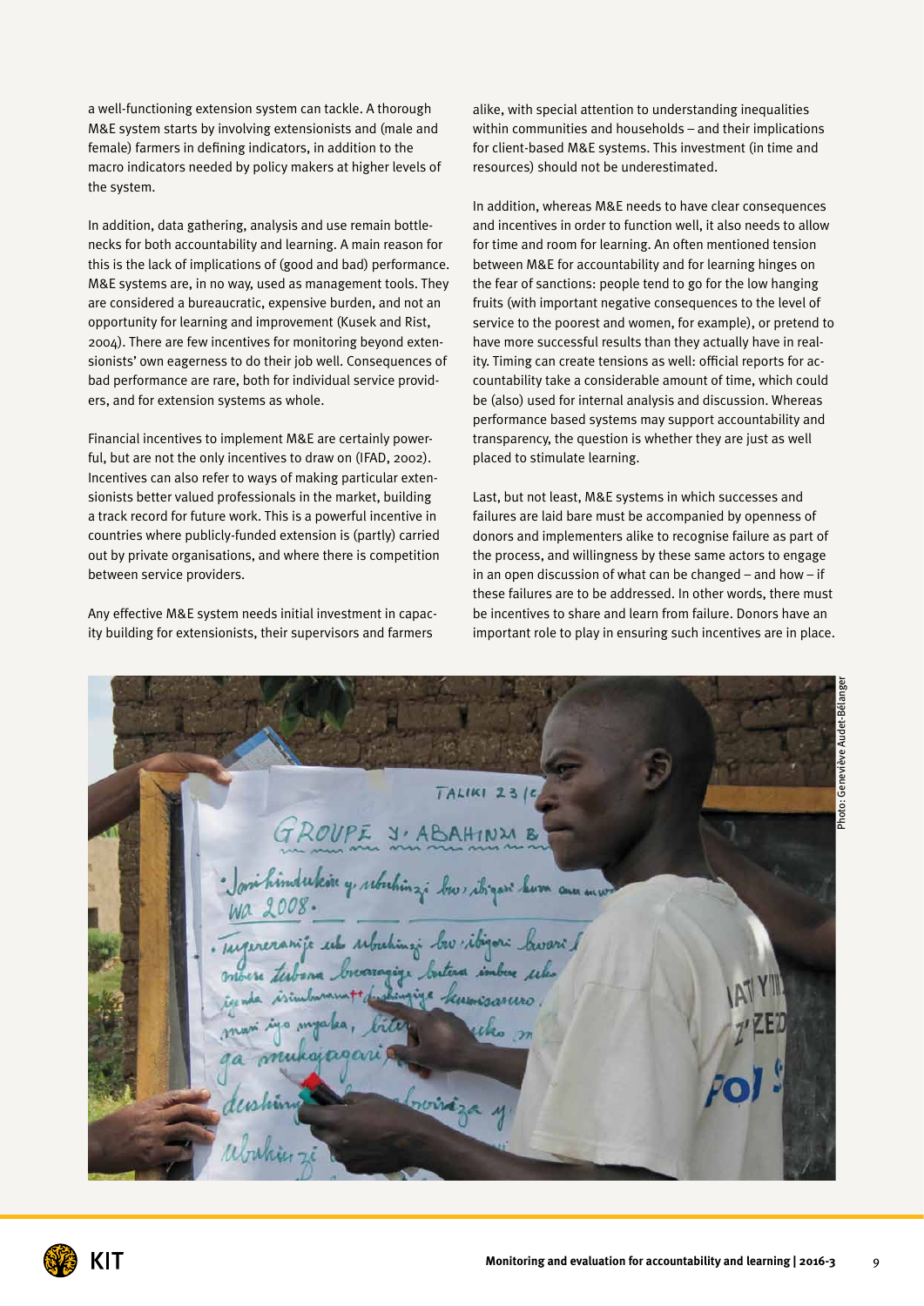a well-functioning extension system can tackle. A thorough M&E system starts by involving extensionists and (male and female) farmers in defining indicators, in addition to the macro indicators needed by policy makers at higher levels of the system.

In addition, data gathering, analysis and use remain bottlenecks for both accountability and learning. A main reason for this is the lack of implications of (good and bad) performance. M&E systems are, in no way, used as management tools. They are considered a bureaucratic, expensive burden, and not an opportunity for learning and improvement (Kusek and Rist, 2004). There are few incentives for monitoring beyond extensionists' own eagerness to do their job well. Consequences of bad performance are rare, both for individual service providers, and for extension systems as whole.

Financial incentives to implement M&E are certainly powerful, but are not the only incentives to draw on (IFAD, 2002). Incentives can also refer to ways of making particular extensionists better valued professionals in the market, building a track record for future work. This is a powerful incentive in countries where publicly-funded extension is (partly) carried out by private organisations, and where there is competition between service providers.

Any effective M&E system needs initial investment in capacity building for extensionists, their supervisors and farmers alike, with special attention to understanding inequalities within communities and households – and their implications for client-based M&E systems. This investment (in time and resources) should not be underestimated.

In addition, whereas M&E needs to have clear consequences and incentives in order to function well, it also needs to allow for time and room for learning. An often mentioned tension between M&E for accountability and for learning hinges on the fear of sanctions: people tend to go for the low hanging fruits (with important negative consequences to the level of service to the poorest and women, for example), or pretend to have more successful results than they actually have in reality. Timing can create tensions as well: official reports for accountability take a considerable amount of time, which could be (also) used for internal analysis and discussion. Whereas performance based systems may support accountability and transparency, the question is whether they are just as well placed to stimulate learning.

Last, but not least, M&E systems in which successes and failures are laid bare must be accompanied by openness of donors and implementers alike to recognise failure as part of the process, and willingness by these same actors to engage in an open discussion of what can be changed – and how – if these failures are to be addressed. In other words, there must be incentives to share and learn from failure. Donors have an important role to play in ensuring such incentives are in place.

Photo: Geneviève Audet-Bélanger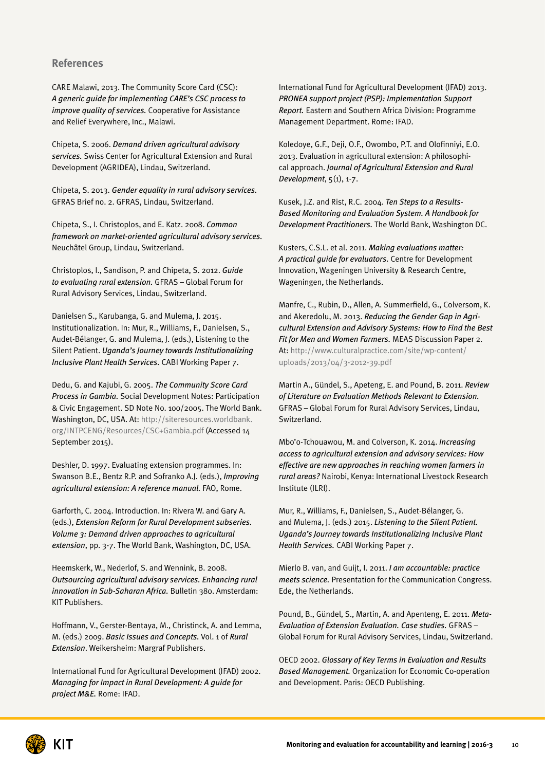## References

CARE Malawi, 2013. The Community Score Card (CSC): *A generic guide for implementing CARE's CSC process to improve quality of services.* Cooperative for Assistance and Relief Everywhere, Inc., Malawi.

Chipeta, S. 2006. *Demand driven agricultural advisory services.* Swiss Center for Agricultural Extension and Rural Development (AGRIDEA), Lindau, Switzerland.

Chipeta, S. 2013. *Gender equality in rural advisory services.* GFRAS Brief no. 2. GFRAS, Lindau, Switzerland.

Chipeta, S., I. Christoplos, and E. Katz. 2008. *Common framework on market-oriented agricultural advisory services.* Neuchâtel Group, Lindau, Switzerland.

Christoplos, I., Sandison, P. and Chipeta, S. 2012. *Guide to evaluating rural extension.* GFRAS – Global Forum for Rural Advisory Services, Lindau, Switzerland.

Danielsen S., Karubanga, G. and Mulema, J. 2015. Institutionalization. In: Mur, R., Williams, F., Danielsen, S., Audet-Bélanger, G. and Mulema, J. (eds.), Listening to the Silent Patient. *Uganda's Journey towards Institutionalizing Inclusive Plant Health Services.* CABI Working Paper 7.

Dedu, G. and Kajubi, G. 2005. *The Community Score Card Process in Gambia.* Social Development Notes: Participation & Civic Engagement. SD Note No. 100/2005. The World Bank. Washington, DC, USA. At: http://siteresources.worldbank.org/INTPCENG/Resources/CSC+Gambia.pdf (Accessed 14 September 2015).

Deshler, D. 1997. Evaluating extension programmes. In: Swanson B.E., Bentz R.P. and Sofranko A.J. (eds.), *Improving agricultural extension: A reference manual.* FAO, Rome.

Garforth, C. 2004. Introduction. In: Rivera W. and Gary A. (eds.), *Extension Reform for Rural Development subseries. Volume 3: Demand driven approaches to agricultural extension*, pp. 3-7. The World Bank, Washington, DC, USA.

Heemskerk, W., Nederlof, S. and Wennink, B. 2008. *Outsourcing agricultural advisory services. Enhancing rural innovation in Sub-Saharan Africa.* Bulletin 380. Amsterdam: KIT Publishers.

Hoffmann, V., Gerster-Bentaya, M., Christinck, A. and Lemma, M. (eds.) 2009. *Basic Issues and Concepts.* Vol. 1 of *Rural Extension*. Weikersheim: Margraf Publishers.

International Fund for Agricultural Development (IFAD) 2002. *Managing for Impact in Rural Development: A guide for project M&E.* Rome: IFAD.

International Fund for Agricultural Development (IFAD) 2013. *PRONEA support project (PSP): Implementation Support Report.* Eastern and Southern Africa Division: Programme Management Department. Rome: IFAD.

Koledoye, G.F., Deji, O.F., Owombo, P.T. and Olofinniyi, E.O. 2013. Evaluation in agricultural extension: A philosophical approach. *Journal of Agricultural Extension and Rural Development*, 5(1), 1-7.

Kusek, J.Z. and Rist, R.C. 2004. *Ten Steps to a Results-Based Monitoring and Evaluation System. A Handbook for Development Practitioners.* The World Bank, Washington DC.

Kusters, C.S.L. et al. 2011. *Making evaluations matter: A practical guide for evaluators.* Centre for Development Innovation, Wageningen University & Research Centre, Wageningen, the Netherlands.

Manfre, C., Rubin, D., Allen, A. Summerfield, G., Colversom, K. and Akeredolu, M. 2013. *Reducing the Gender Gap in Agricultural Extension and Advisory Systems: How to Find the Best Fit for Men and Women Farmers.* MEAS Discussion Paper 2. At: http://www.culturalpractice.com/site/wp-content/uploads/2013/04/3-2012-39.pdf

Martin A., Gündel, S., Apeteng, E. and Pound, B. 2011. *Review of Literature on Evaluation Methods Relevant to Extension.* GFRAS – Global Forum for Rural Advisory Services, Lindau, Switzerland.

Mbo'o-Tchouawou, M. and Colverson, K. 2014. *Increasing access to agricultural extension and advisory services: How effective are new approaches in reaching women farmers in rural areas?* Nairobi, Kenya: International Livestock Research Institute (ILRI).

Mur, R., Williams, F., Danielsen, S., Audet-Bélanger, G. and Mulema, J. (eds.) 2015. *Listening to the Silent Patient. Uganda's Journey towards Institutionalizing Inclusive Plant Health Services.* CABI Working Paper 7.

Mierlo B. van, and Guijt, I. 2011. *I am accountable: practice meets science.* Presentation for the Communication Congress. Ede, the Netherlands.

Pound, B., Gündel, S., Martin, A. and Apenteng, E. 2011. *Meta-Evaluation of Extension Evaluation. Case studies.* GFRAS – Global Forum for Rural Advisory Services, Lindau, Switzerland.

OECD 2002. *Glossary of Key Terms in Evaluation and Results Based Management.* Organization for Economic Co-operation and Development. Paris: OECD Publishing.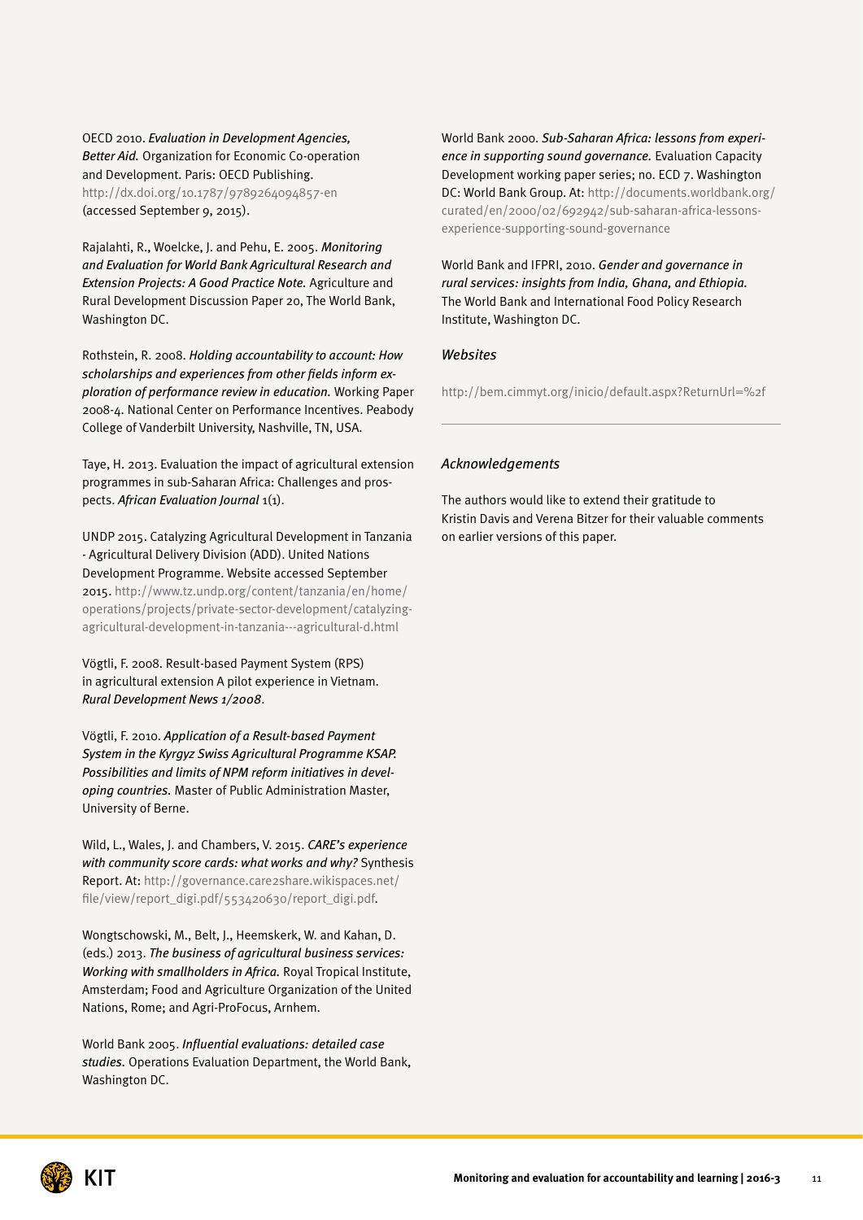OECD 2010. *Evaluation in Development Agencies, Better Aid.* Organization for Economic Co-operation and Development. Paris: OECD Publishing. http://dx.doi.org/10.1787/9789264094857-en (accessed September 9, 2015).

Rajalahti, R., Woelcke, J. and Pehu, E. 2005. *Monitoring and Evaluation for World Bank Agricultural Research and Extension Projects: A Good Practice Note.* Agriculture and Rural Development Discussion Paper 20, The World Bank, Washington DC.

Rothstein, R. 2008. *Holding accountability to account: How scholarships and experiences from other fields inform exploration of performance review in education.* Working Paper 2008-4. National Center on Performance Incentives. Peabody College of Vanderbilt University, Nashville, TN, USA.

Taye, H. 2013. Evaluation the impact of agricultural extension programmes in sub-Saharan Africa: Challenges and prospects. *African Evaluation Journal* 1(1).

UNDP 2015. Catalyzing Agricultural Development in Tanzania - Agricultural Delivery Division (ADD). United Nations Development Programme. Website accessed September 2015. http://www.tz.undp.org/content/tanzania/en/home/operations/projects/private-sector-development/catalyzing-agricultural-development-in-tanzania---agricultural-d.html

Vögtli, F. 2008. Result-based Payment System (RPS) in agricultural extension A pilot experience in Vietnam. *Rural Development News 1/2008*.

Vögtli, F. 2010. *Application of a Result-based Payment System in the Kyrgyz Swiss Agricultural Programme KSAP. Possibilities and limits of NPM reform initiatives in developing countries.* Master of Public Administration Master, University of Berne.

Wild, L., Wales, J. and Chambers, V. 2015. *CARE's experience with community score cards: what works and why?* Synthesis Report. At: http://governance.care2share.wikispaces.net/file/view/report_digi.pdf/553420630/report_digi.pdf.

Wongtschowski, M., Belt, J., Heemskerk, W. and Kahan, D. (eds.) 2013. *The business of agricultural business services: Working with smallholders in Africa.* Royal Tropical Institute, Amsterdam; Food and Agriculture Organization of the United Nations, Rome; and Agri-ProFocus, Arnhem.

World Bank 2005. *Influential evaluations: detailed case studies.* Operations Evaluation Department, the World Bank, Washington DC.

World Bank 2000. *Sub-Saharan Africa: lessons from experience in supporting sound governance.* Evaluation Capacity Development working paper series; no. ECD 7. Washington DC: World Bank Group. At: http://documents.worldbank.org/curated/en/2000/02/692942/sub-saharan-africa-lessons-experience-supporting-sound-governance

World Bank and IFPRI, 2010. *Gender and governance in rural services: insights from India, Ghana, and Ethiopia.* The World Bank and International Food Policy Research Institute, Washington DC.

### *Websites*

http://bem.cimmyt.org/inicio/default.aspx?ReturnUrl=%2f

---

### *Acknowledgements*

The authors would like to extend their gratitude to Kristin Davis and Verena Bitzer for their valuable comments on earlier versions of this paper.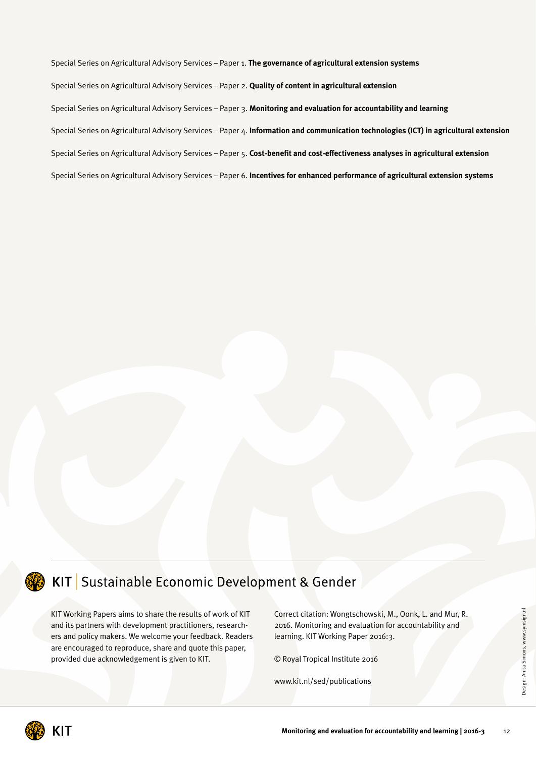Special Series on Agricultural Advisory Services – Paper 1. **The governance of agricultural extension systems**

Special Series on Agricultural Advisory Services – Paper 2. **Quality of content in agricultural extension**

Special Series on Agricultural Advisory Services – Paper 3. **Monitoring and evaluation for accountability and learning**

Special Series on Agricultural Advisory Services – Paper 4. **Information and communication technologies (ICT) in agricultural extension**

Special Series on Agricultural Advisory Services – Paper 5. **Cost-benefit and cost-effectiveness analyses in agricultural extension**

Special Series on Agricultural Advisory Services – Paper 6. **Incentives for enhanced performance of agricultural extension systems**

KIT | Sustainable Economic Development & Gender

KIT Working Papers aims to share the results of work of KIT and its partners with development practitioners, researchers and policy makers. We welcome your feedback. Readers are encouraged to reproduce, share and quote this paper, provided due acknowledgement is given to KIT.

Correct citation: Wongtschowski, M., Oonk, L. and Mur, R. 2016. Monitoring and evaluation for accountability and learning. KIT Working Paper 2016:3.

© Royal Tropical Institute 2016

www.kit.nl/sed/publications

Design: Anita Simons, www.symsign.nl